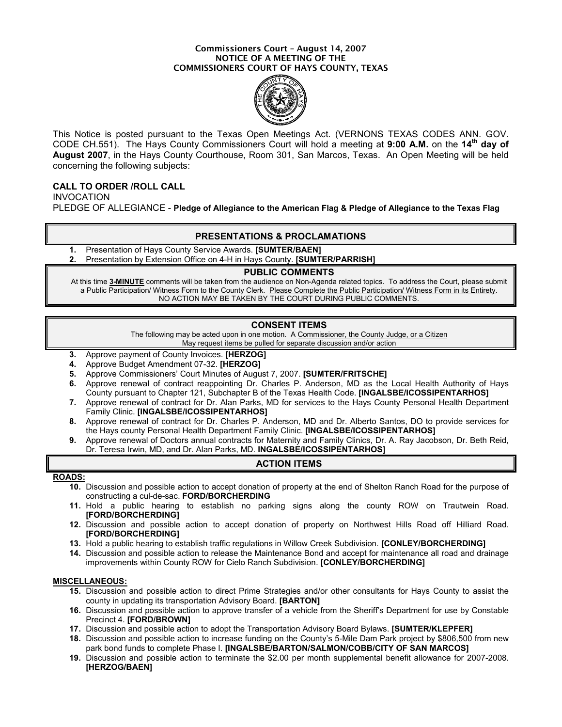**Commissioners Court – August 14, 2007**
**NOTICE OF A MEETING OF THE**
**COMMISSIONERS COURT OF HAYS COUNTY, TEXAS**

This Notice is posted pursuant to the Texas Open Meetings Act. (VERNONS TEXAS CODES ANN. GOV. CODE CH.551). The Hays County Commissioners Court will hold a meeting at **9:00 A.M.** on the **14th day of August 2007**, in the Hays County Courthouse, Room 301, San Marcos, Texas. An Open Meeting will be held concerning the following subjects:

**CALL TO ORDER /ROLL CALL**
INVOCATION
PLEDGE OF ALLEGIANCE - **Pledge of Allegiance to the American Flag & Pledge of Allegiance to the Texas Flag**

## PRESENTATIONS & PROCLAMATIONS

1. Presentation of Hays County Service Awards. **[SUMTER/BAEN]**
2. Presentation by Extension Office on 4-H in Hays County. **[SUMTER/PARRISH]**

## PUBLIC COMMENTS

At this time **3-MINUTE** comments will be taken from the audience on Non-Agenda related topics. To address the Court, please submit a Public Participation/ Witness Form to the County Clerk. Please Complete the Public Participation/ Witness Form in its Entirety. NO ACTION MAY BE TAKEN BY THE COURT DURING PUBLIC COMMENTS.

## CONSENT ITEMS

The following may be acted upon in one motion. A Commissioner, the County Judge, or a Citizen May request items be pulled for separate discussion and/or action

3. Approve payment of County Invoices. **[HERZOG]**
4. Approve Budget Amendment 07-32. **[HERZOG]**
5. Approve Commissioners' Court Minutes of August 7, 2007. **[SUMTER/FRITSCHE]**
6. Approve renewal of contract reappointing Dr. Charles P. Anderson, MD as the Local Health Authority of Hays County pursuant to Chapter 121, Subchapter B of the Texas Health Code. **[INGALSBE/ICOSSIPENTARHOS]**
7. Approve renewal of contract for Dr. Alan Parks, MD for services to the Hays County Personal Health Department Family Clinic. **[INGALSBE/ICOSSIPENTARHOS]**
8. Approve renewal of contract for Dr. Charles P. Anderson, MD and Dr. Alberto Santos, DO to provide services for the Hays county Personal Health Department Family Clinic. **[INGALSBE/ICOSSIPENTARHOS]**
9. Approve renewal of Doctors annual contracts for Maternity and Family Clinics, Dr. A. Ray Jacobson, Dr. Beth Reid, Dr. Teresa Irwin, MD, and Dr. Alan Parks, MD. **INGALSBE/ICOSSIPENTARHOS]**

## ACTION ITEMS

**ROADS:**

10. Discussion and possible action to accept donation of property at the end of Shelton Ranch Road for the purpose of constructing a cul-de-sac. **FORD/BORCHERDING**
11. Hold a public hearing to establish no parking signs along the county ROW on Trautwein Road. **[FORD/BORCHERDING]**
12. Discussion and possible action to accept donation of property on Northwest Hills Road off Hilliard Road. **[FORD/BORCHERDING]**
13. Hold a public hearing to establish traffic regulations in Willow Creek Subdivision. **[CONLEY/BORCHERDING]**
14. Discussion and possible action to release the Maintenance Bond and accept for maintenance all road and drainage improvements within County ROW for Cielo Ranch Subdivision. **[CONLEY/BORCHERDING]**

**MISCELLANEOUS:**

15. Discussion and possible action to direct Prime Strategies and/or other consultants for Hays County to assist the county in updating its transportation Advisory Board. **[BARTON]**
16. Discussion and possible action to approve transfer of a vehicle from the Sheriff's Department for use by Constable Precinct 4. **[FORD/BROWN]**
17. Discussion and possible action to adopt the Transportation Advisory Board Bylaws. **[SUMTER/KLEPFER]**
18. Discussion and possible action to increase funding on the County's 5-Mile Dam Park project by $806,500 from new park bond funds to complete Phase I. **[INGALSBE/BARTON/SALMON/COBB/CITY OF SAN MARCOS]**
19. Discussion and possible action to terminate the $2.00 per month supplemental benefit allowance for 2007-2008. **[HERZOG/BAEN]**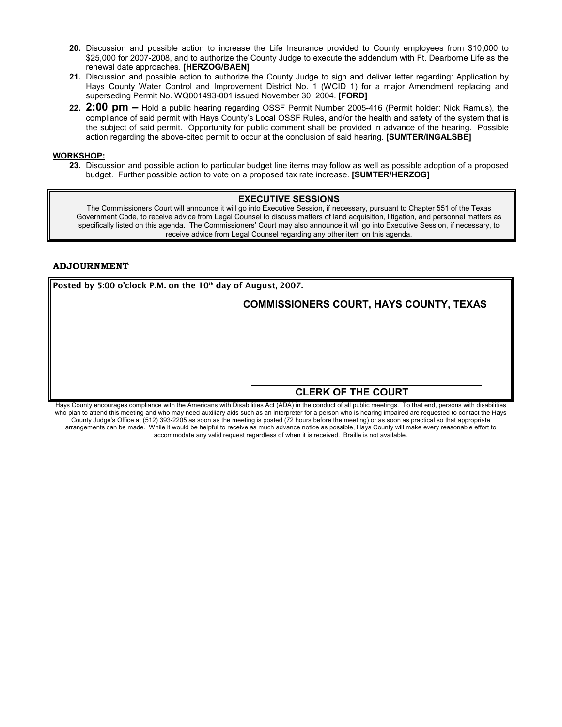20. Discussion and possible action to increase the Life Insurance provided to County employees from $10,000 to $25,000 for 2007-2008, and to authorize the County Judge to execute the addendum with Ft. Dearborne Life as the renewal date approaches. **[HERZOG/BAEN]**
21. Discussion and possible action to authorize the County Judge to sign and deliver letter regarding: Application by Hays County Water Control and Improvement District No. 1 (WCID 1) for a major Amendment replacing and superseding Permit No. WQ001493-001 issued November 30, 2004. **[FORD]**
22. **2:00 pm –** Hold a public hearing regarding OSSF Permit Number 2005-416 (Permit holder: Nick Ramus), the compliance of said permit with Hays County's Local OSSF Rules, and/or the health and safety of the system that is the subject of said permit. Opportunity for public comment shall be provided in advance of the hearing. Possible action regarding the above-cited permit to occur at the conclusion of said hearing. **[SUMTER/INGALSBE]**

**WORKSHOP:**

23. Discussion and possible action to particular budget line items may follow as well as possible adoption of a proposed budget. Further possible action to vote on a proposed tax rate increase. **[SUMTER/HERZOG]**

**EXECUTIVE SESSIONS**

The Commissioners Court will announce it will go into Executive Session, if necessary, pursuant to Chapter 551 of the Texas Government Code, to receive advice from Legal Counsel to discuss matters of land acquisition, litigation, and personnel matters as specifically listed on this agenda. The Commissioners' Court may also announce it will go into Executive Session, if necessary, to receive advice from Legal Counsel regarding any other item on this agenda.

**ADJOURNMENT**

**Posted by 5:00 o'clock P.M. on the 10th day of August, 2007.**

**COMMISSIONERS COURT, HAYS COUNTY, TEXAS**

______________________________

**CLERK OF THE COURT**

Hays County encourages compliance with the Americans with Disabilities Act (ADA) in the conduct of all public meetings. To that end, persons with disabilities who plan to attend this meeting and who may need auxiliary aids such as an interpreter for a person who is hearing impaired are requested to contact the Hays County Judge's Office at (512) 393-2205 as soon as the meeting is posted (72 hours before the meeting) or as soon as practical so that appropriate arrangements can be made. While it would be helpful to receive as much advance notice as possible, Hays County will make every reasonable effort to accommodate any valid request regardless of when it is received. Braille is not available.